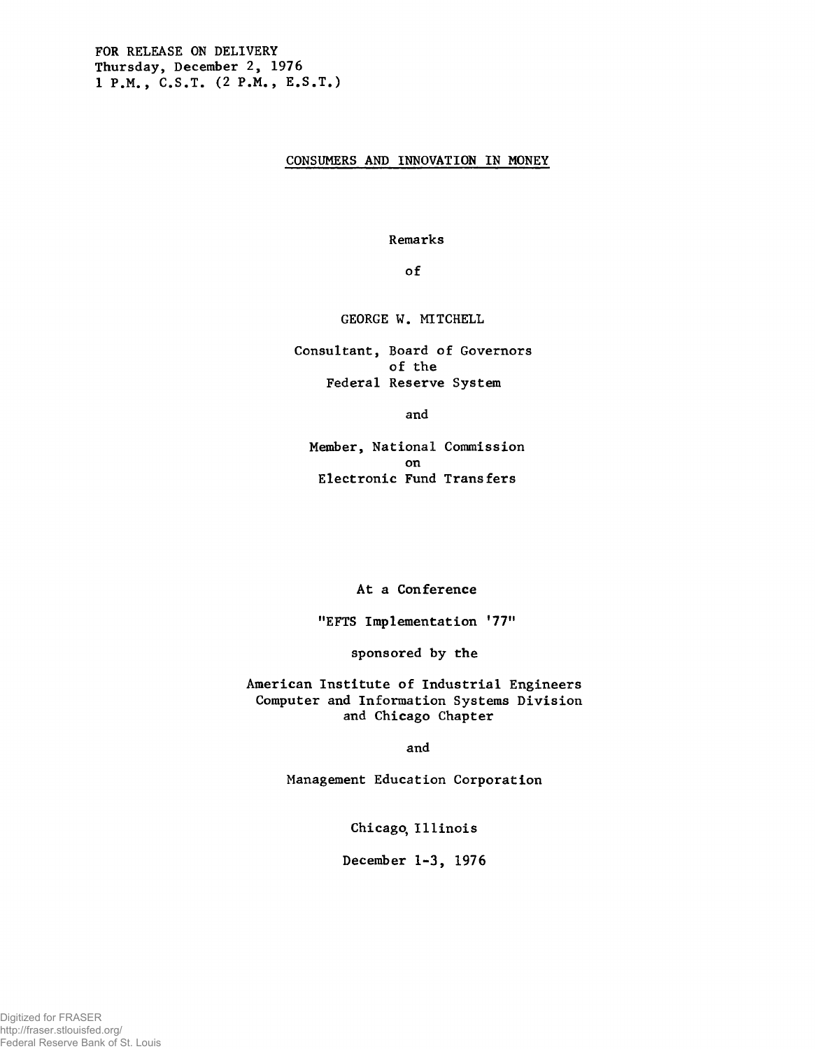FOR RELEASE ON DELIVERY
Thursday, December 2, 1976
1 P.M., C.S.T. (2 P.M., E.S.T.)

# CONSUMERS AND INNOVATION IN MONEY

Remarks

of

GEORGE W. MITCHELL

Consultant, Board of Governors
of the
Federal Reserve System

and

Member, National Commission
on
Electronic Fund Transfers

At a Conference

"EFTS Implementation '77"

sponsored by the

American Institute of Industrial Engineers
Computer and Information Systems Division
and Chicago Chapter

and

Management Education Corporation

Chicago, Illinois

December 1-3, 1976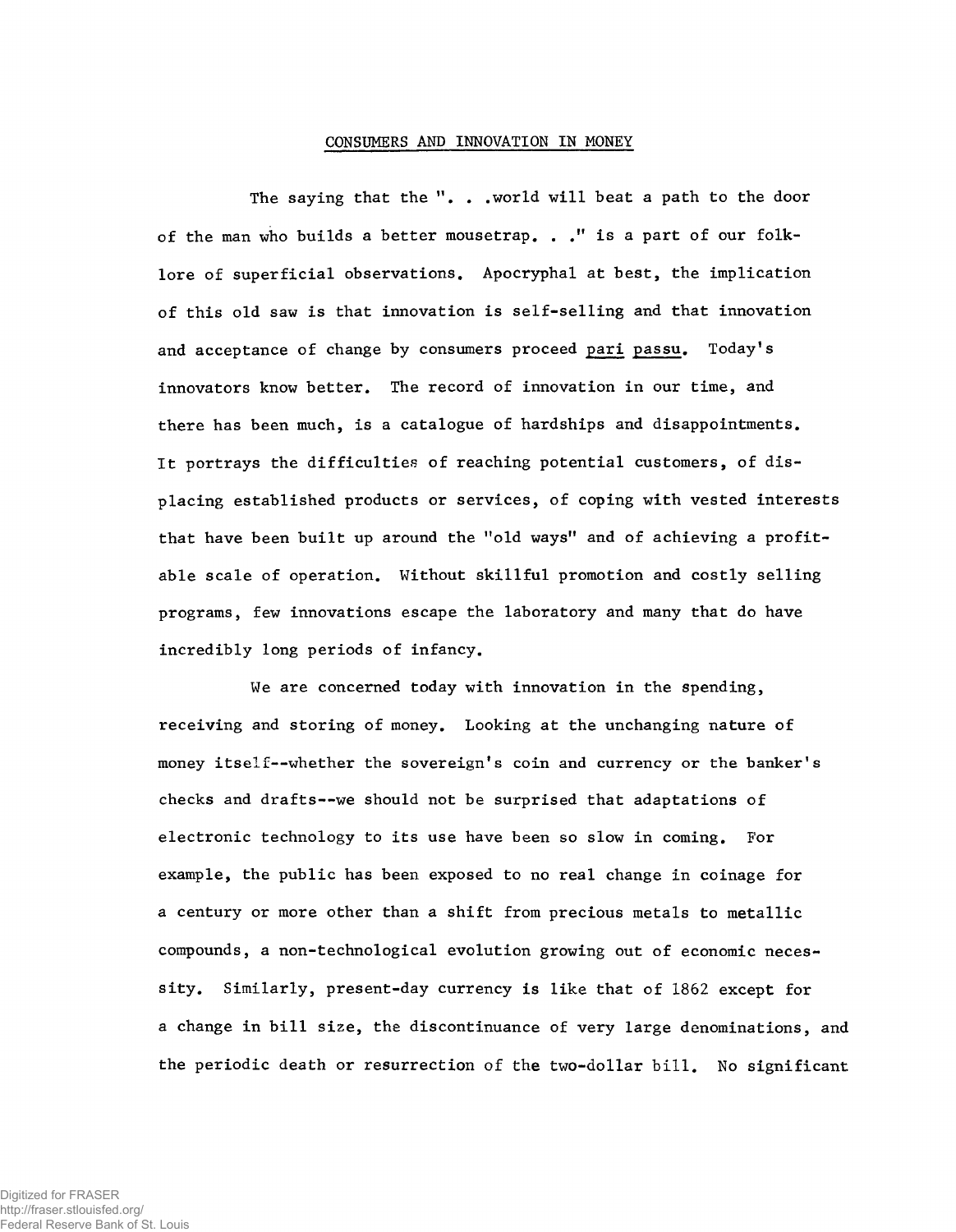## CONSUMERS AND INNOVATION IN MONEY

The saying that the ". . .world will beat a path to the door of the man who builds a better mousetrap. . ." is a part of our folklore of superficial observations. Apocryphal at best, the implication of this old saw is that innovation is self-selling and that innovation and acceptance of change by consumers proceed *pari passu*. Today's innovators know better. The record of innovation in our time, and there has been much, is a catalogue of hardships and disappointments. It portrays the difficulties of reaching potential customers, of displacing established products or services, of coping with vested interests that have been built up around the "old ways" and of achieving a profitable scale of operation. Without skillful promotion and costly selling programs, few innovations escape the laboratory and many that do have incredibly long periods of infancy.

We are concerned today with innovation in the spending, receiving and storing of money. Looking at the unchanging nature of money itself--whether the sovereign's coin and currency or the banker's checks and drafts--we should not be surprised that adaptations of electronic technology to its use have been so slow in coming. For example, the public has been exposed to no real change in coinage for a century or more other than a shift from precious metals to metallic compounds, a non-technological evolution growing out of economic necessity. Similarly, present-day currency is like that of 1862 except for a change in bill size, the discontinuance of very large denominations, and the periodic death or resurrection of the two-dollar bill. No significant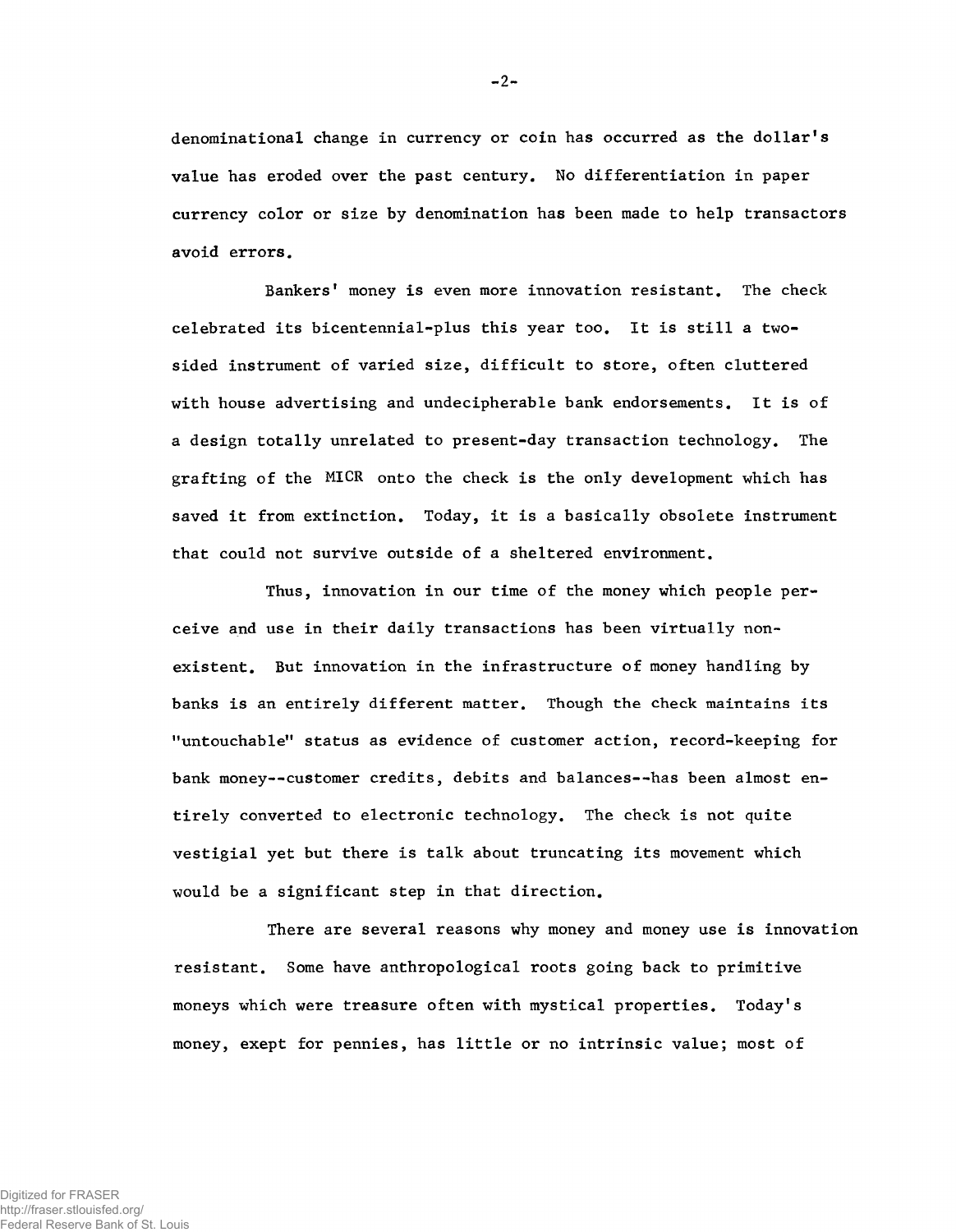denominational change in currency or coin has occurred as the dollar's value has eroded over the past century. No differentiation in paper currency color or size by denomination has been made to help transactors avoid errors.

Bankers' money is even more innovation resistant. The check celebrated its bicentennial-plus this year too. It is still a two-sided instrument of varied size, difficult to store, often cluttered with house advertising and undecipherable bank endorsements. It is of a design totally unrelated to present-day transaction technology. The grafting of the MICR onto the check is the only development which has saved it from extinction. Today, it is a basically obsolete instrument that could not survive outside of a sheltered environment.

Thus, innovation in our time of the money which people perceive and use in their daily transactions has been virtually nonexistent. But innovation in the infrastructure of money handling by banks is an entirely different matter. Though the check maintains its "untouchable" status as evidence of customer action, record-keeping for bank money--customer credits, debits and balances--has been almost entirely converted to electronic technology. The check is not quite vestigial yet but there is talk about truncating its movement which would be a significant step in that direction.

There are several reasons why money and money use is innovation resistant. Some have anthropological roots going back to primitive moneys which were treasure often with mystical properties. Today's money, exept for pennies, has little or no intrinsic value; most of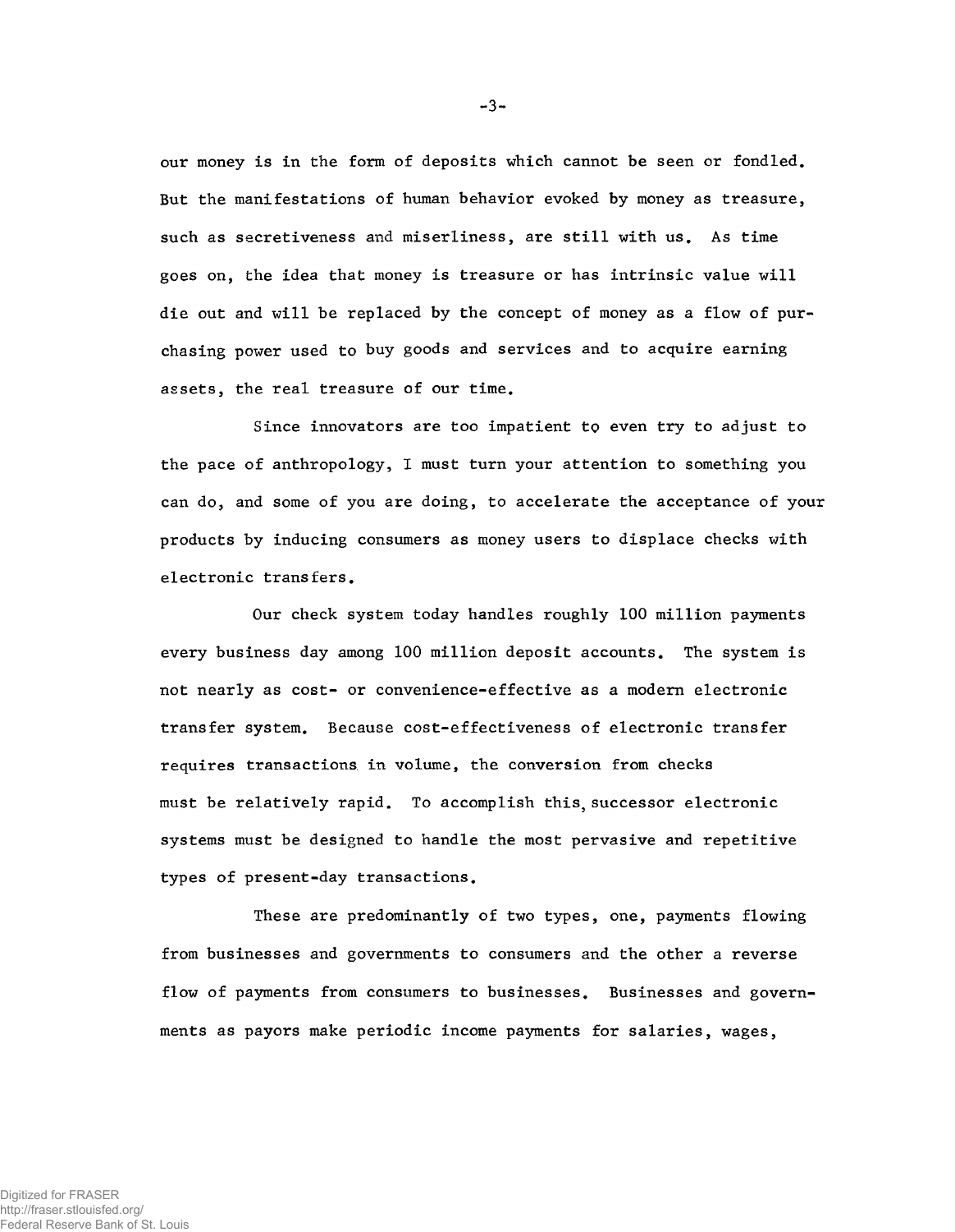our money is in the form of deposits which cannot be seen or fondled. But the manifestations of human behavior evoked by money as treasure, such as secretiveness and miserliness, are still with us. As time goes on, the idea that money is treasure or has intrinsic value will die out and will be replaced by the concept of money as a flow of purchasing power used to buy goods and services and to acquire earning assets, the real treasure of our time.

Since innovators are too impatient to even try to adjust to the pace of anthropology, I must turn your attention to something you can do, and some of you are doing, to accelerate the acceptance of your products by inducing consumers as money users to displace checks with electronic transfers.

Our check system today handles roughly 100 million payments every business day among 100 million deposit accounts. The system is not nearly as cost- or convenience-effective as a modern electronic transfer system. Because cost-effectiveness of electronic transfer requires transactions in volume, the conversion from checks must be relatively rapid. To accomplish this, successor electronic systems must be designed to handle the most pervasive and repetitive types of present-day transactions.

These are predominantly of two types, one, payments flowing from businesses and governments to consumers and the other a reverse flow of payments from consumers to businesses. Businesses and governments as payors make periodic income payments for salaries, wages,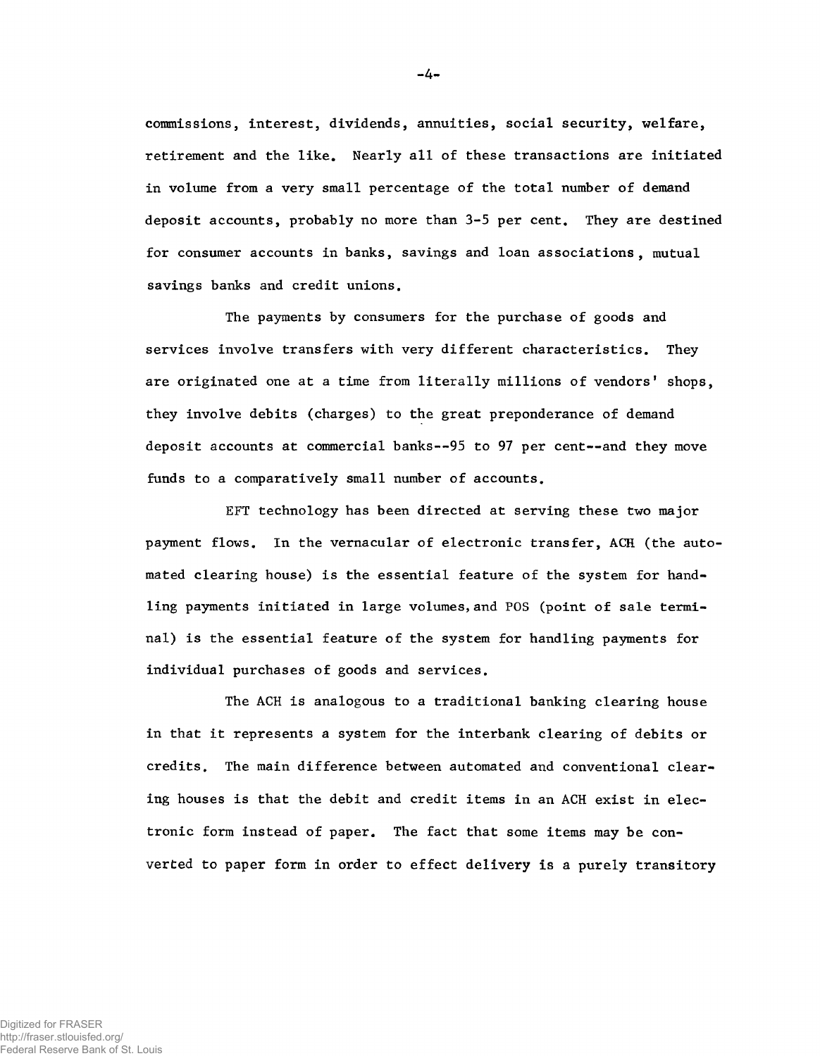commissions, interest, dividends, annuities, social security, welfare, retirement and the like. Nearly all of these transactions are initiated in volume from a very small percentage of the total number of demand deposit accounts, probably no more than 3-5 per cent. They are destined for consumer accounts in banks, savings and loan associations, mutual savings banks and credit unions.

The payments by consumers for the purchase of goods and services involve transfers with very different characteristics. They are originated one at a time from literally millions of vendors' shops, they involve debits (charges) to the great preponderance of demand deposit accounts at commercial banks--95 to 97 per cent--and they move funds to a comparatively small number of accounts.

EFT technology has been directed at serving these two major payment flows. In the vernacular of electronic transfer, ACH (the automated clearing house) is the essential feature of the system for handling payments initiated in large volumes, and POS (point of sale terminal) is the essential feature of the system for handling payments for individual purchases of goods and services.

The ACH is analogous to a traditional banking clearing house in that it represents a system for the interbank clearing of debits or credits. The main difference between automated and conventional clearing houses is that the debit and credit items in an ACH exist in electronic form instead of paper. The fact that some items may be converted to paper form in order to effect delivery is a purely transitory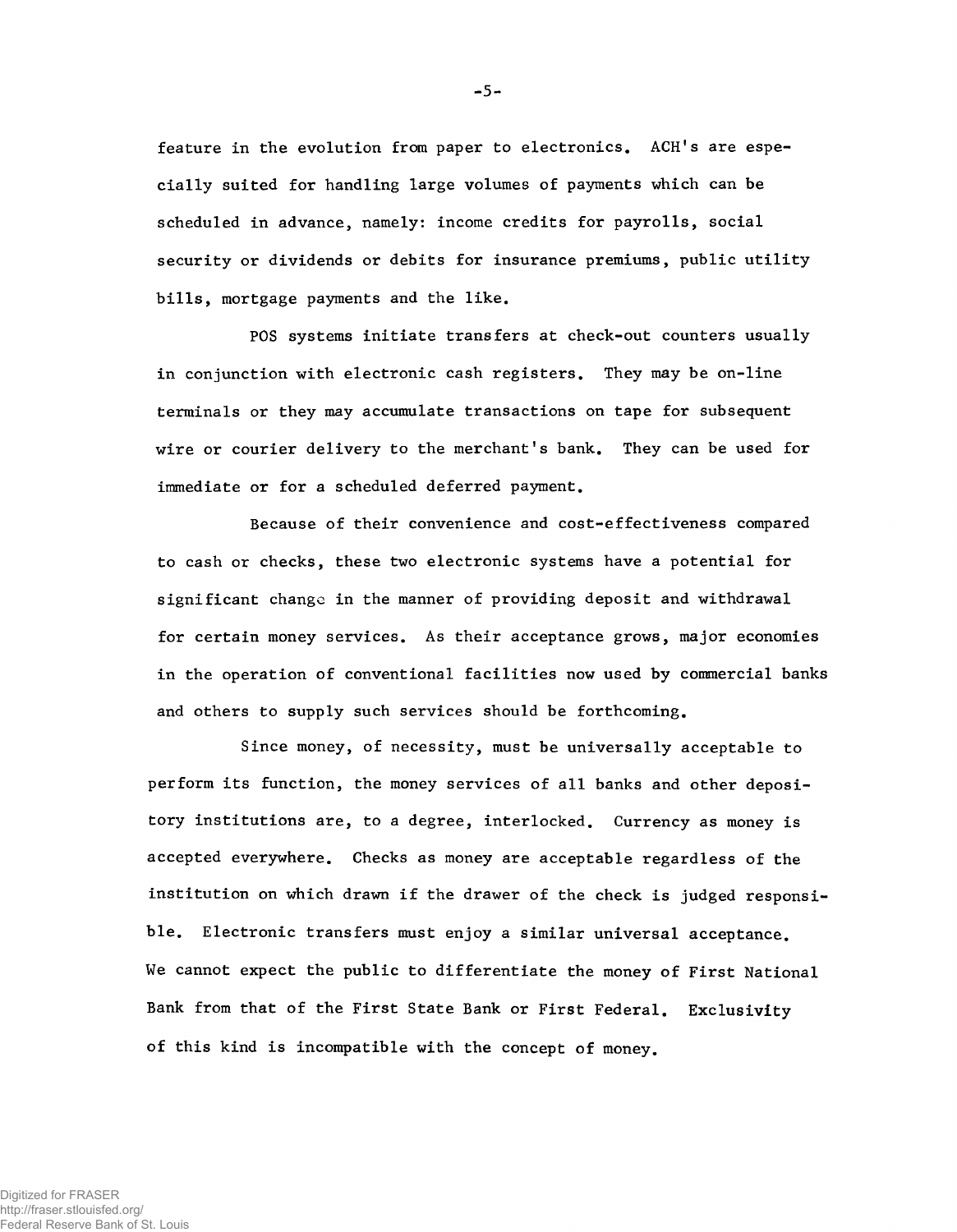feature in the evolution from paper to electronics. ACH's are especially suited for handling large volumes of payments which can be scheduled in advance, namely: income credits for payrolls, social security or dividends or debits for insurance premiums, public utility bills, mortgage payments and the like.

POS systems initiate transfers at check-out counters usually in conjunction with electronic cash registers. They may be on-line terminals or they may accumulate transactions on tape for subsequent wire or courier delivery to the merchant's bank. They can be used for immediate or for a scheduled deferred payment.

Because of their convenience and cost-effectiveness compared to cash or checks, these two electronic systems have a potential for significant change in the manner of providing deposit and withdrawal for certain money services. As their acceptance grows, major economies in the operation of conventional facilities now used by commercial banks and others to supply such services should be forthcoming.

Since money, of necessity, must be universally acceptable to perform its function, the money services of all banks and other depository institutions are, to a degree, interlocked. Currency as money is accepted everywhere. Checks as money are acceptable regardless of the institution on which drawn if the drawer of the check is judged responsible. Electronic transfers must enjoy a similar universal acceptance. We cannot expect the public to differentiate the money of First National Bank from that of the First State Bank or First Federal. Exclusivity of this kind is incompatible with the concept of money.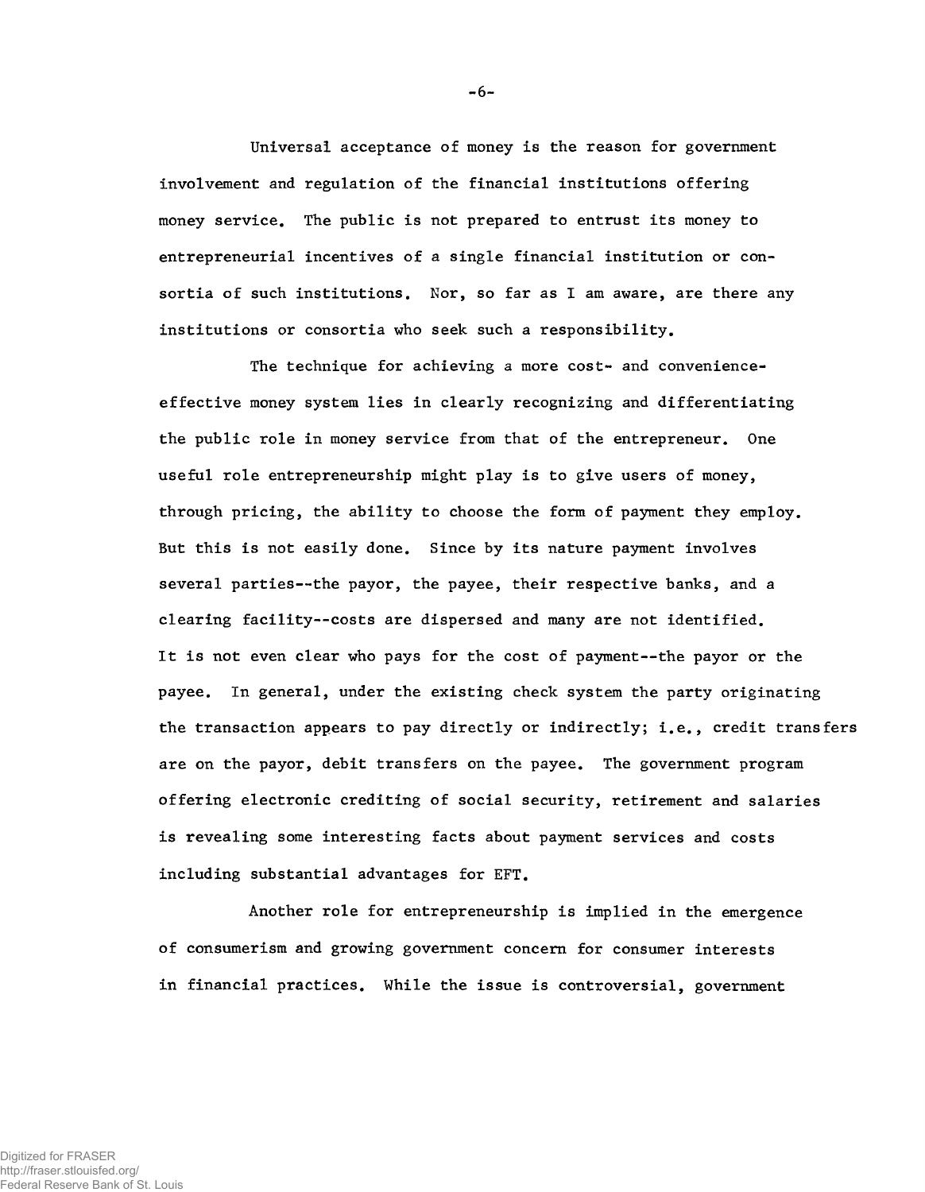Universal acceptance of money is the reason for government involvement and regulation of the financial institutions offering money service. The public is not prepared to entrust its money to entrepreneurial incentives of a single financial institution or consortia of such institutions. Nor, so far as I am aware, are there any institutions or consortia who seek such a responsibility.

The technique for achieving a more cost- and convenience-effective money system lies in clearly recognizing and differentiating the public role in money service from that of the entrepreneur. One useful role entrepreneurship might play is to give users of money, through pricing, the ability to choose the form of payment they employ. But this is not easily done. Since by its nature payment involves several parties--the payor, the payee, their respective banks, and a clearing facility--costs are dispersed and many are not identified. It is not even clear who pays for the cost of payment--the payor or the payee. In general, under the existing check system the party originating the transaction appears to pay directly or indirectly; i.e., credit transfers are on the payor, debit transfers on the payee. The government program offering electronic crediting of social security, retirement and salaries is revealing some interesting facts about payment services and costs including substantial advantages for EFT.

Another role for entrepreneurship is implied in the emergence of consumerism and growing government concern for consumer interests in financial practices. While the issue is controversial, government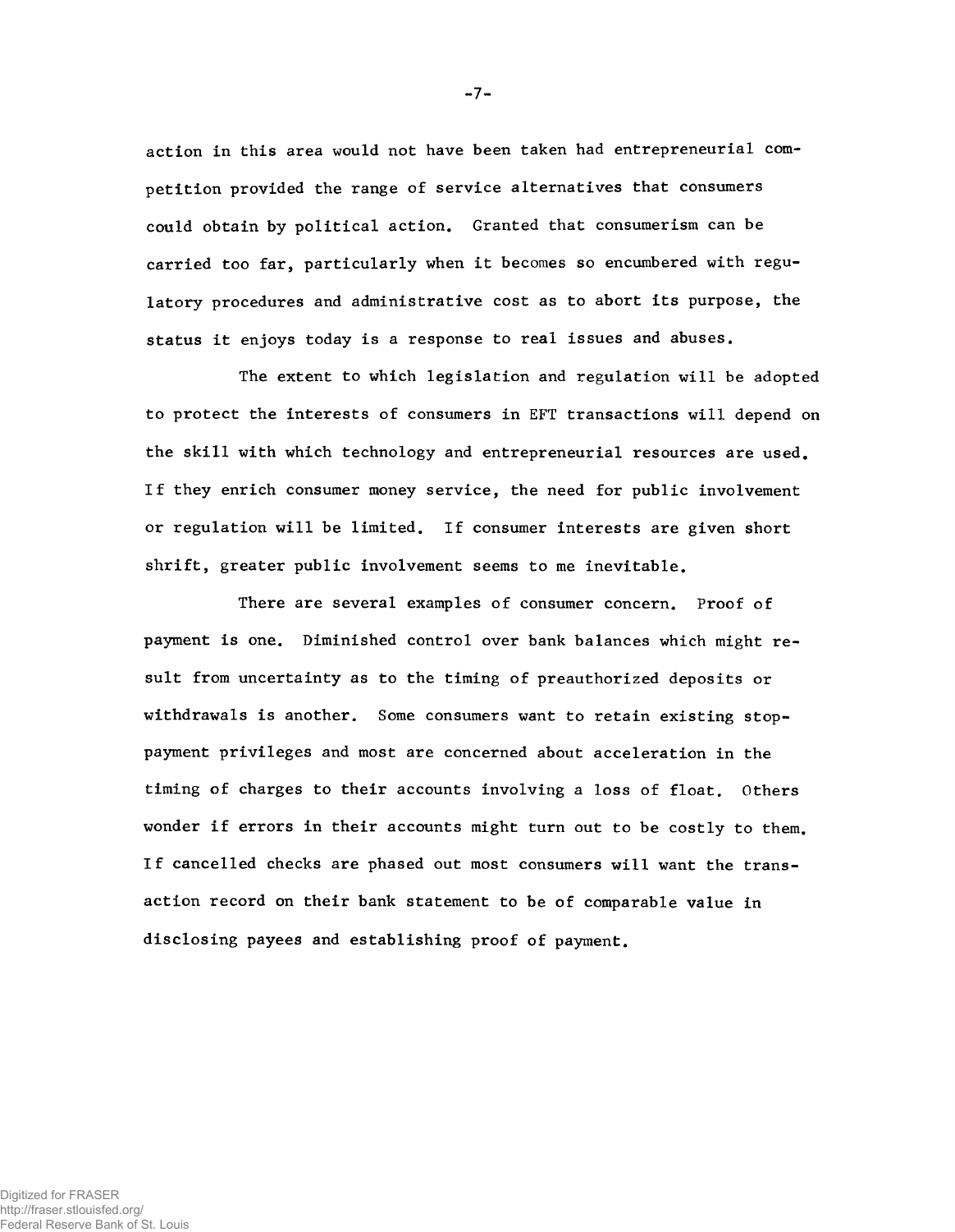action in this area would not have been taken had entrepreneurial competition provided the range of service alternatives that consumers could obtain by political action. Granted that consumerism can be carried too far, particularly when it becomes so encumbered with regulatory procedures and administrative cost as to abort its purpose, the status it enjoys today is a response to real issues and abuses.

The extent to which legislation and regulation will be adopted to protect the interests of consumers in EFT transactions will depend on the skill with which technology and entrepreneurial resources are used. If they enrich consumer money service, the need for public involvement or regulation will be limited. If consumer interests are given short shrift, greater public involvement seems to me inevitable.

There are several examples of consumer concern. Proof of payment is one. Diminished control over bank balances which might result from uncertainty as to the timing of preauthorized deposits or withdrawals is another. Some consumers want to retain existing stop-payment privileges and most are concerned about acceleration in the timing of charges to their accounts involving a loss of float. Others wonder if errors in their accounts might turn out to be costly to them. If cancelled checks are phased out most consumers will want the transaction record on their bank statement to be of comparable value in disclosing payees and establishing proof of payment.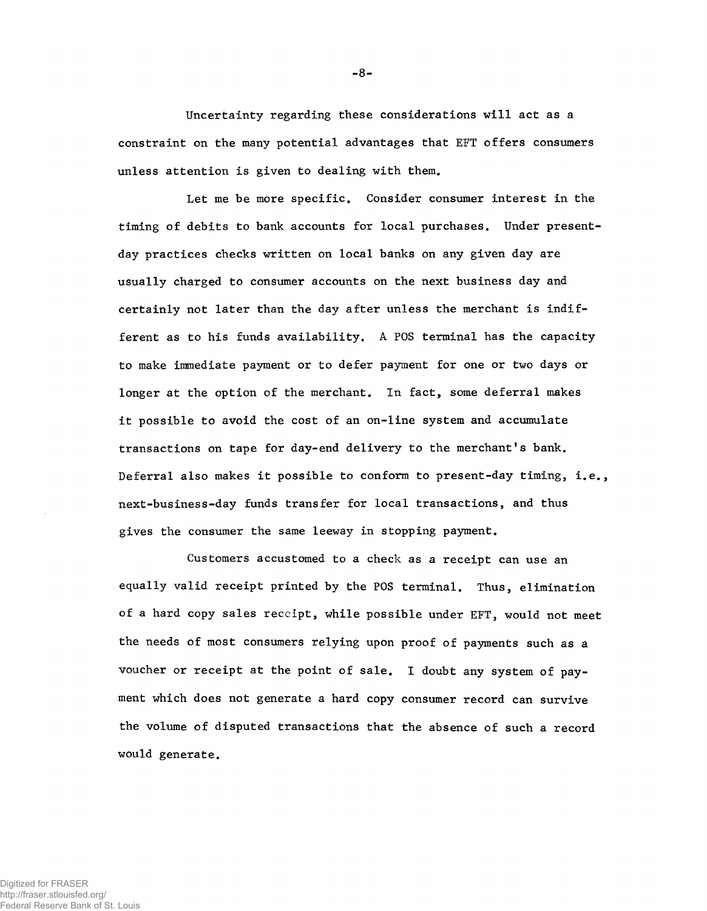Uncertainty regarding these considerations will act as a constraint on the many potential advantages that EFT offers consumers unless attention is given to dealing with them.

Let me be more specific. Consider consumer interest in the timing of debits to bank accounts for local purchases. Under present-day practices checks written on local banks on any given day are usually charged to consumer accounts on the next business day and certainly not later than the day after unless the merchant is indifferent as to his funds availability. A POS terminal has the capacity to make immediate payment or to defer payment for one or two days or longer at the option of the merchant. In fact, some deferral makes it possible to avoid the cost of an on-line system and accumulate transactions on tape for day-end delivery to the merchant's bank. Deferral also makes it possible to conform to present-day timing, i.e., next-business-day funds transfer for local transactions, and thus gives the consumer the same leeway in stopping payment.

Customers accustomed to a check as a receipt can use an equally valid receipt printed by the POS terminal. Thus, elimination of a hard copy sales receipt, while possible under EFT, would not meet the needs of most consumers relying upon proof of payments such as a voucher or receipt at the point of sale. I doubt any system of payment which does not generate a hard copy consumer record can survive the volume of disputed transactions that the absence of such a record would generate.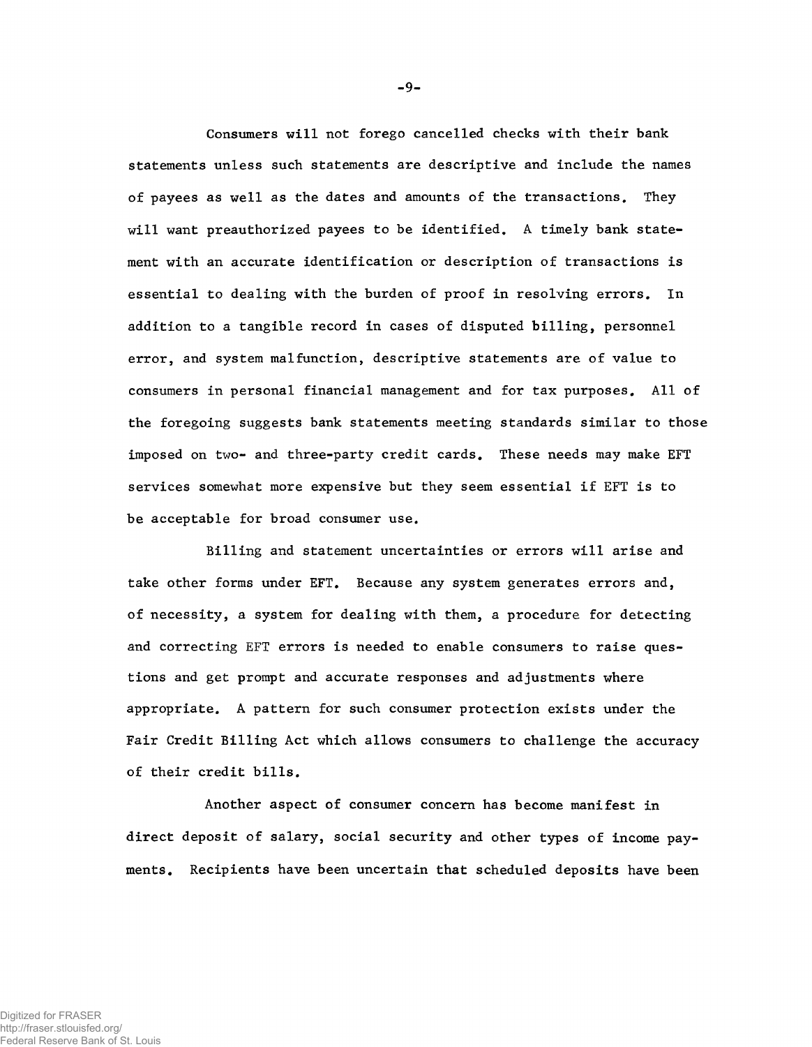Consumers will not forego cancelled checks with their bank statements unless such statements are descriptive and include the names of payees as well as the dates and amounts of the transactions. They will want preauthorized payees to be identified. A timely bank statement with an accurate identification or description of transactions is essential to dealing with the burden of proof in resolving errors. In addition to a tangible record in cases of disputed billing, personnel error, and system malfunction, descriptive statements are of value to consumers in personal financial management and for tax purposes. All of the foregoing suggests bank statements meeting standards similar to those imposed on two- and three-party credit cards. These needs may make EFT services somewhat more expensive but they seem essential if EFT is to be acceptable for broad consumer use.

Billing and statement uncertainties or errors will arise and take other forms under EFT. Because any system generates errors and, of necessity, a system for dealing with them, a procedure for detecting and correcting EFT errors is needed to enable consumers to raise questions and get prompt and accurate responses and adjustments where appropriate. A pattern for such consumer protection exists under the Fair Credit Billing Act which allows consumers to challenge the accuracy of their credit bills.

Another aspect of consumer concern has become manifest in direct deposit of salary, social security and other types of income payments. Recipients have been uncertain that scheduled deposits have been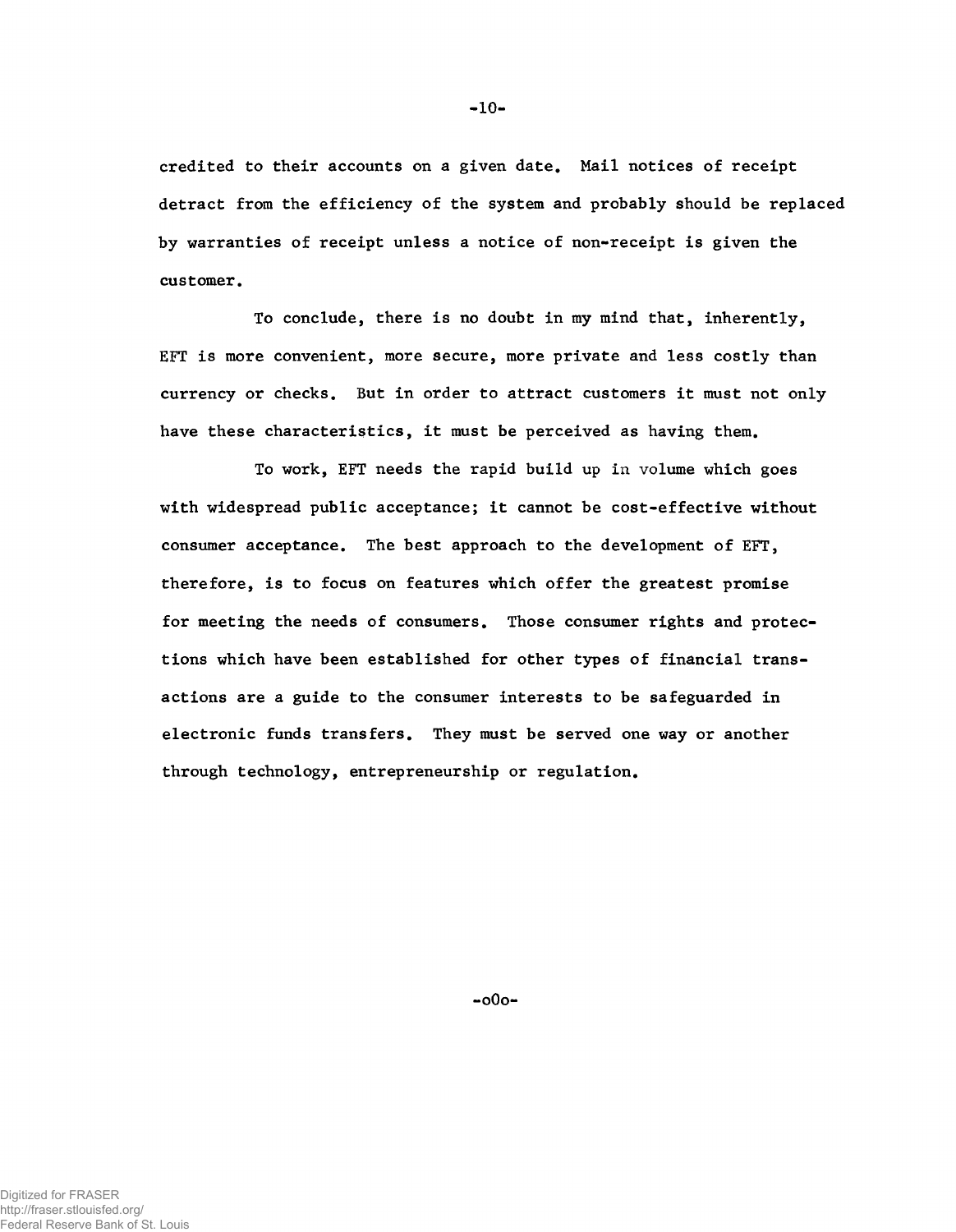credited to their accounts on a given date. Mail notices of receipt detract from the efficiency of the system and probably should be replaced by warranties of receipt unless a notice of non-receipt is given the customer.

To conclude, there is no doubt in my mind that, inherently, EFT is more convenient, more secure, more private and less costly than currency or checks. But in order to attract customers it must not only have these characteristics, it must be perceived as having them.

To work, EFT needs the rapid build up in volume which goes with widespread public acceptance; it cannot be cost-effective without consumer acceptance. The best approach to the development of EFT, therefore, is to focus on features which offer the greatest promise for meeting the needs of consumers. Those consumer rights and protections which have been established for other types of financial transactions are a guide to the consumer interests to be safeguarded in electronic funds transfers. They must be served one way or another through technology, entrepreneurship or regulation.

-o0o-